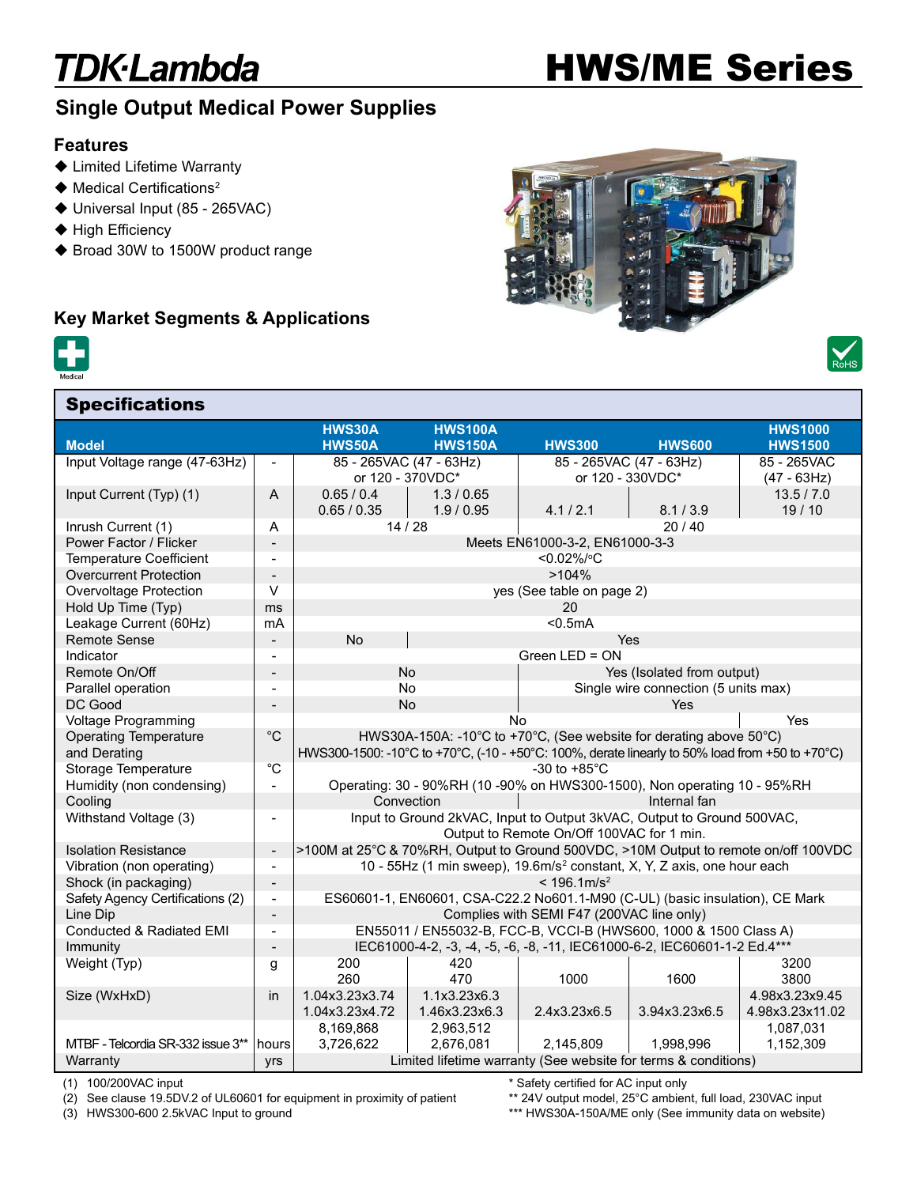# TDK·Lambda HWS/ME Series

## Single Output Medical Power Supplies

### Features

- Limited Lifetime Warranty
- Medical Certifications[2]
- Universal Input (85 - 265VAC)
- High Efficiency
- Broad 30W to 1500W product range

### Key Market Segments & Applications

Medical

RoHS

## Specifications

| Model | | HWS30A<br>HWS50A | HWS100A<br>HWS150A | HWS300 | HWS600 | HWS1000<br>HWS1500 |
|---|---|---|---|---|---|---|
| Input Voltage range (47-63Hz) | - | 85 - 265VAC (47 - 63Hz) or 120 - 370VDC* | | 85 - 265VAC (47 - 63Hz) or 120 - 330VDC* | | 85 - 265VAC (47 - 63Hz) |
| Input Current (Typ) (1) | A | 0.65 / 0.4<br>0.65 / 0.35 | 1.3 / 0.65<br>1.9 / 0.95 | 4.1 / 2.1 | 8.1 / 3.9 | 13.5 / 7.0<br>19 / 10 |
| Inrush Current (1) | A | 14 / 28 | | 20 / 40 | | |
| Power Factor / Flicker | - | Meets EN61000-3-2, EN61000-3-3 | | | | |
| Temperature Coefficient | - | <0.02%/°C | | | | |
| Overcurrent Protection | - | >104% | | | | |
| Overvoltage Protection | V | yes (See table on page 2) | | | | |
| Hold Up Time (Typ) | ms | 20 | | | | |
| Leakage Current (60Hz) | mA | <0.5mA | | | | |
| Remote Sense | - | No | Yes | | | |
| Indicator | - | Green LED = ON | | | | |
| Remote On/Off | - | No | | Yes (Isolated from output) | | |
| Parallel operation | - | No | | Single wire connection (5 units max) | | |
| DC Good | - | No | | Yes | | |
| Voltage Programming | | No | | | | Yes |
| Operating Temperature and Derating | °C | HWS30A-150A: -10°C to +70°C, (See website for derating above 50°C)<br>HWS300-1500: -10°C to +70°C, (-10 - +50°C: 100%, derate linearly to 50% load from +50 to +70°C) | | | | |
| Storage Temperature | °C | -30 to +85°C | | | | |
| Humidity (non condensing) | - | Operating: 30 - 90%RH (10 -90% on HWS300-1500), Non operating 10 - 95%RH | | | | |
| Cooling | | Convection | | Internal fan | | |
| Withstand Voltage (3) | - | Input to Ground 2kVAC, Input to Output 3kVAC, Output to Ground 500VAC, Output to Remote On/Off 100VAC for 1 min. | | | | |
| Isolation Resistance | - | >100M at 25°C & 70%RH, Output to Ground 500VDC, >10M Output to remote on/off 100VDC | | | | |
| Vibration (non operating) | - | 10 - 55Hz (1 min sweep), 19.6m/s² constant, X, Y, Z axis, one hour each | | | | |
| Shock (in packaging) | - | < 196.1m/s² | | | | |
| Safety Agency Certifications (2) | - | ES60601-1, EN60601, CSA-C22.2 No601.1-M90 (C-UL) (basic insulation), CE Mark | | | | |
| Line Dip | - | Complies with SEMI F47 (200VAC line only) | | | | |
| Conducted & Radiated EMI | - | EN55011 / EN55032-B, FCC-B, VCCI-B (HWS600, 1000 & 1500 Class A) | | | | |
| Immunity | - | IEC61000-4-2, -3, -4, -5, -6, -8, -11, IEC61000-6-2, IEC60601-1-2 Ed.4*** | | | | |
| Weight (Typ) | g | 200<br>260 | 420<br>470 | 1000 | 1600 | 3200<br>3800 |
| Size (WxHxD) | in | 1.04x3.23x3.74<br>1.04x3.23x4.72 | 1.1x3.23x6.3<br>1.46x3.23x6.3 | 2.4x3.23x6.5 | 3.94x3.23x6.5 | 4.98x3.23x9.45<br>4.98x3.23x11.02 |
| MTBF - Telcordia SR-332 issue 3** | hours | 8,169,868<br>3,726,622 | 2,963,512<br>2,676,081 | 2,145,809 | 1,998,996 | 1,087,031<br>1,152,309 |
| Warranty | yrs | Limited lifetime warranty (See website for terms & conditions) | | | | |

(1) 100/200VAC input
(2) See clause 19.5DV.2 of UL60601 for equipment in proximity of patient
(3) HWS300-600 2.5kVAC Input to ground

\* Safety certified for AC input only
\*\* 24V output model, 25°C ambient, full load, 230VAC input
\*\*\* HWS30A-150A/ME only (See immunity data on website)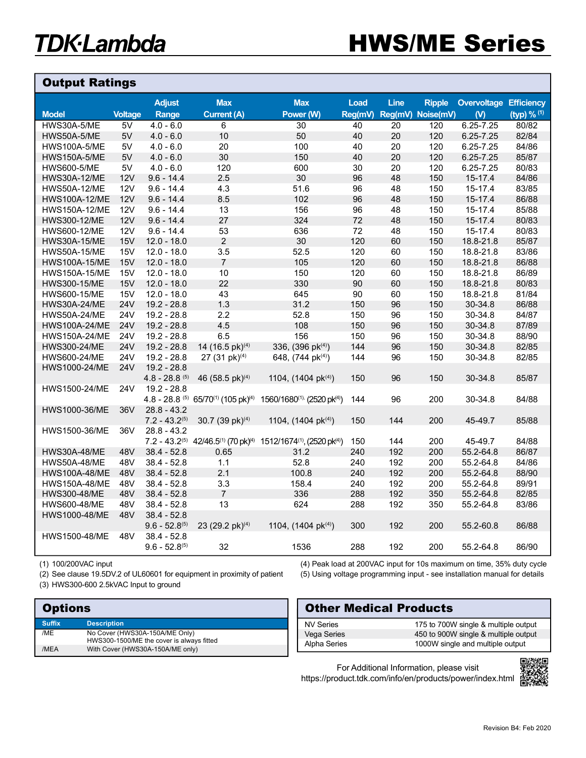# HWS/ME Series

## Output Ratings

| Model | Voltage | Adjust Range | Max Current (A) | Max Power (W) | Load Reg(mV) | Line Reg(mV) | Ripple Noise(mV) | Overvoltage (V) | Efficiency (typ) % (1) |
|---|---|---|---|---|---|---|---|---|---|
| HWS30A-5/ME | 5V | 4.0 - 6.0 | 6 | 30 | 40 | 20 | 120 | 6.25-7.25 | 80/82 |
| HWS50A-5/ME | 5V | 4.0 - 6.0 | 10 | 50 | 40 | 20 | 120 | 6.25-7.25 | 82/84 |
| HWS100A-5/ME | 5V | 4.0 - 6.0 | 20 | 100 | 40 | 20 | 120 | 6.25-7.25 | 84/86 |
| HWS150A-5/ME | 5V | 4.0 - 6.0 | 30 | 150 | 40 | 20 | 120 | 6.25-7.25 | 85/87 |
| HWS600-5/ME | 5V | 4.0 - 6.0 | 120 | 600 | 30 | 20 | 120 | 6.25-7.25 | 80/83 |
| HWS30A-12/ME | 12V | 9.6 - 14.4 | 2.5 | 30 | 96 | 48 | 150 | 15-17.4 | 84/86 |
| HWS50A-12/ME | 12V | 9.6 - 14.4 | 4.3 | 51.6 | 96 | 48 | 150 | 15-17.4 | 83/85 |
| HWS100A-12/ME | 12V | 9.6 - 14.4 | 8.5 | 102 | 96 | 48 | 150 | 15-17.4 | 86/88 |
| HWS150A-12/ME | 12V | 9.6 - 14.4 | 13 | 156 | 96 | 48 | 150 | 15-17.4 | 85/88 |
| HWS300-12/ME | 12V | 9.6 - 14.4 | 27 | 324 | 72 | 48 | 150 | 15-17.4 | 80/83 |
| HWS600-12/ME | 12V | 9.6 - 14.4 | 53 | 636 | 72 | 48 | 150 | 15-17.4 | 80/83 |
| HWS30A-15/ME | 15V | 12.0 - 18.0 | 2 | 30 | 120 | 60 | 150 | 18.8-21.8 | 85/87 |
| HWS50A-15/ME | 15V | 12.0 - 18.0 | 3.5 | 52.5 | 120 | 60 | 150 | 18.8-21.8 | 83/86 |
| HWS100A-15/ME | 15V | 12.0 - 18.0 | 7 | 105 | 120 | 60 | 150 | 18.8-21.8 | 86/88 |
| HWS150A-15/ME | 15V | 12.0 - 18.0 | 10 | 150 | 120 | 60 | 150 | 18.8-21.8 | 86/89 |
| HWS300-15/ME | 15V | 12.0 - 18.0 | 22 | 330 | 90 | 60 | 150 | 18.8-21.8 | 80/83 |
| HWS600-15/ME | 15V | 12.0 - 18.0 | 43 | 645 | 90 | 60 | 150 | 18.8-21.8 | 81/84 |
| HWS30A-24/ME | 24V | 19.2 - 28.8 | 1.3 | 31.2 | 150 | 96 | 150 | 30-34.8 | 86/88 |
| HWS50A-24/ME | 24V | 19.2 - 28.8 | 2.2 | 52.8 | 150 | 96 | 150 | 30-34.8 | 84/87 |
| HWS100A-24/ME | 24V | 19.2 - 28.8 | 4.5 | 108 | 150 | 96 | 150 | 30-34.8 | 87/89 |
| HWS150A-24/ME | 24V | 19.2 - 28.8 | 6.5 | 156 | 150 | 96 | 150 | 30-34.8 | 88/90 |
| HWS300-24/ME | 24V | 19.2 - 28.8 | 14 (16.5 pk)(4) | 336, (396 pk(4)) | 144 | 96 | 150 | 30-34.8 | 82/85 |
| HWS600-24/ME | 24V | 19.2 - 28.8 | 27 (31 pk)(4) | 648, (744 pk(4)) | 144 | 96 | 150 | 30-34.8 | 82/85 |
| HWS1000-24/ME | 24V | 19.2 - 28.8<br>4.8 - 28.8 (5) | 46 (58.5 pk)(4) | 1104, (1404 pk(4)) | 150 | 96 | 150 | 30-34.8 | 85/87 |
| HWS1500-24/ME | 24V | 19.2 - 28.8<br>4.8 - 28.8 (5) | 65/70(1) (105 pk)(4) | 1560/1680(1), (2520 pk(4)) | 144 | 96 | 200 | 30-34.8 | 84/88 |
| HWS1000-36/ME | 36V | 28.8 - 43.2<br>7.2 - 43.2(5) | 30.7 (39 pk)(4) | 1104, (1404 pk(4)) | 150 | 144 | 200 | 45-49.7 | 85/88 |
| HWS1500-36/ME | 36V | 28.8 - 43.2<br>7.2 - 43.2(5) | 42/46.5(1) (70 pk)(4) | 1512/1674(1), (2520 pk(4)) | 150 | 144 | 200 | 45-49.7 | 84/88 |
| HWS30A-48/ME | 48V | 38.4 - 52.8 | 0.65 | 31.2 | 240 | 192 | 200 | 55.2-64.8 | 86/87 |
| HWS50A-48/ME | 48V | 38.4 - 52.8 | 1.1 | 52.8 | 240 | 192 | 200 | 55.2-64.8 | 84/86 |
| HWS100A-48/ME | 48V | 38.4 - 52.8 | 2.1 | 100.8 | 240 | 192 | 200 | 55.2-64.8 | 88/90 |
| HWS150A-48/ME | 48V | 38.4 - 52.8 | 3.3 | 158.4 | 240 | 192 | 200 | 55.2-64.8 | 89/91 |
| HWS300-48/ME | 48V | 38.4 - 52.8 | 7 | 336 | 288 | 192 | 350 | 55.2-64.8 | 82/85 |
| HWS600-48/ME | 48V | 38.4 - 52.8 | 13 | 624 | 288 | 192 | 350 | 55.2-64.8 | 83/86 |
| HWS1000-48/ME | 48V | 38.4 - 52.8<br>9.6 - 52.8(5) | 23 (29.2 pk)(4) | 1104, (1404 pk(4)) | 300 | 192 | 200 | 55.2-60.8 | 86/88 |
| HWS1500-48/ME | 48V | 38.4 - 52.8<br>9.6 - 52.8(5) | 32 | 1536 | 288 | 192 | 200 | 55.2-64.8 | 86/90 |

(1) 100/200VAC input
(2) See clause 19.5DV.2 of UL60601 for equipment in proximity of patient
(3) HWS300-600 2.5kVAC Input to ground
(4) Peak load at 200VAC input for 10s maximum on time, 35% duty cycle
(5) Using voltage programming input - see installation manual for details

## Options

| Suffix | Description |
|---|---|
| /ME | No Cover (HWS30A-150A/ME Only)<br>HWS300-1500/ME the cover is always fitted |
| /MEA | With Cover (HWS30A-150A/ME only) |

## Other Medical Products

| | |
|---|---|
| NV Series | 175 to 700W single & multiple output |
| Vega Series | 450 to 900W single & multiple output |
| Alpha Series | 1000W single and multiple output |

For Additional Information, please visit
https://product.tdk.com/info/en/products/power/index.html

Revision B4: Feb 2020